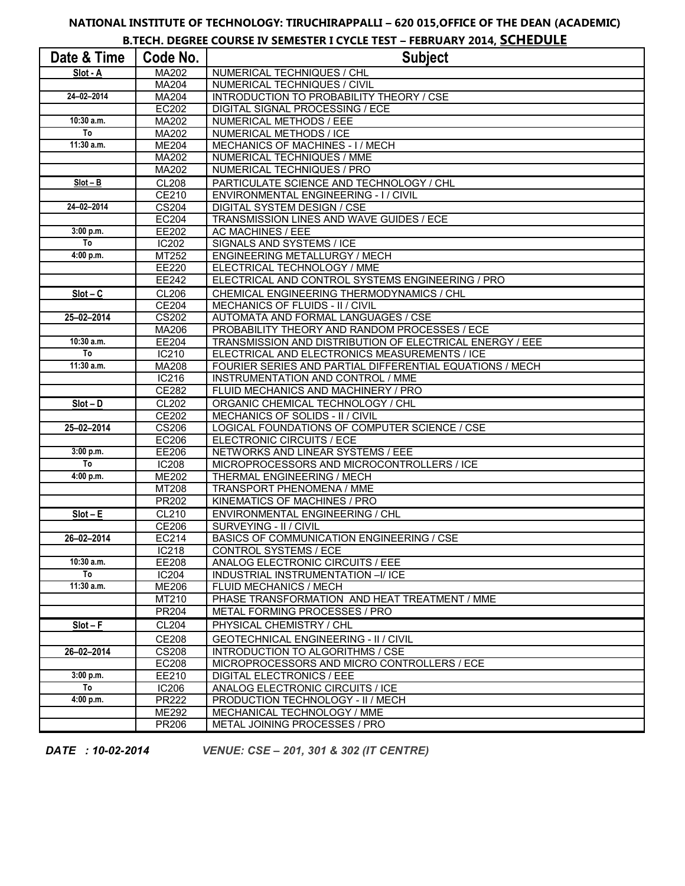**NATIONAL INSTITUTE OF TECHNOLOGY: TIRUCHIRAPPALLI – 620 015,OFFICE OF THE DEAN (ACADEMIC)**

**B.TECH. DEGREE COURSE IV SEMESTER I CYCLE TEST – FEBRUARY 2014, SCHEDULE**

| Date & Time | Code No. | Subject |
|---|---|---|
| **Slot - A** | MA202 | NUMERICAL TECHNIQUES / CHL |
| | MA204 | NUMERICAL TECHNIQUES / CIVIL |
| 24–02–2014 | MA204 | INTRODUCTION TO PROBABILITY THEORY / CSE |
| | EC202 | DIGITAL SIGNAL PROCESSING / ECE |
| 10:30 a.m. | MA202 | NUMERICAL METHODS / EEE |
| To | MA202 | NUMERICAL METHODS / ICE |
| 11:30 a.m. | ME204 | MECHANICS OF MACHINES - I / MECH |
| | MA202 | NUMERICAL TECHNIQUES / MME |
| | MA202 | NUMERICAL TECHNIQUES / PRO |
| **Slot – B** | CL208 | PARTICULATE SCIENCE AND TECHNOLOGY / CHL |
| | CE210 | ENVIRONMENTAL ENGINEERING - I / CIVIL |
| 24–02–2014 | CS204 | DIGITAL SYSTEM DESIGN / CSE |
| | EC204 | TRANSMISSION LINES AND WAVE GUIDES / ECE |
| 3:00 p.m. | EE202 | AC MACHINES / EEE |
| To | IC202 | SIGNALS AND SYSTEMS / ICE |
| 4:00 p.m. | MT252 | ENGINEERING METALLURGY / MECH |
| | EE220 | ELECTRICAL TECHNOLOGY / MME |
| | EE242 | ELECTRICAL AND CONTROL SYSTEMS ENGINEERING / PRO |
| **Slot – C** | CL206 | CHEMICAL ENGINEERING THERMODYNAMICS / CHL |
| | CE204 | MECHANICS OF FLUIDS - II / CIVIL |
| 25–02–2014 | CS202 | AUTOMATA AND FORMAL LANGUAGES / CSE |
| | MA206 | PROBABILITY THEORY AND RANDOM PROCESSES / ECE |
| 10:30 a.m. | EE204 | TRANSMISSION AND DISTRIBUTION OF ELECTRICAL ENERGY / EEE |
| To | IC210 | ELECTRICAL AND ELECTRONICS MEASUREMENTS / ICE |
| 11:30 a.m. | MA208 | FOURIER SERIES AND PARTIAL DIFFERENTIAL EQUATIONS / MECH |
| | IC216 | INSTRUMENTATION AND CONTROL / MME |
| | CE282 | FLUID MECHANICS AND MACHINERY / PRO |
| **Slot – D** | CL202 | ORGANIC CHEMICAL TECHNOLOGY / CHL |
| | CE202 | MECHANICS OF SOLIDS - II / CIVIL |
| 25–02–2014 | CS206 | LOGICAL FOUNDATIONS OF COMPUTER SCIENCE / CSE |
| | EC206 | ELECTRONIC CIRCUITS / ECE |
| 3:00 p.m. | EE206 | NETWORKS AND LINEAR SYSTEMS / EEE |
| To | IC208 | MICROPROCESSORS AND MICROCONTROLLERS / ICE |
| 4:00 p.m. | ME202 | THERMAL ENGINEERING / MECH |
| | MT208 | TRANSPORT PHENOMENA / MME |
| | PR202 | KINEMATICS OF MACHINES / PRO |
| **Slot – E** | CL210 | ENVIRONMENTAL ENGINEERING / CHL |
| | CE206 | SURVEYING - II / CIVIL |
| 26–02–2014 | EC214 | BASICS OF COMMUNICATION ENGINEERING / CSE |
| | IC218 | CONTROL SYSTEMS / ECE |
| 10:30 a.m. | EE208 | ANALOG ELECTRONIC CIRCUITS / EEE |
| To | IC204 | INDUSTRIAL INSTRUMENTATION –I/ ICE |
| 11:30 a.m. | ME206 | FLUID MECHANICS / MECH |
| | MT210 | PHASE TRANSFORMATION AND HEAT TREATMENT / MME |
| | PR204 | METAL FORMING PROCESSES / PRO |
| **Slot – F** | CL204 | PHYSICAL CHEMISTRY / CHL |
| | CE208 | GEOTECHNICAL ENGINEERING - II / CIVIL |
| 26–02–2014 | CS208 | INTRODUCTION TO ALGORITHMS / CSE |
| | EC208 | MICROPROCESSORS AND MICRO CONTROLLERS / ECE |
| 3:00 p.m. | EE210 | DIGITAL ELECTRONICS / EEE |
| To | IC206 | ANALOG ELECTRONIC CIRCUITS / ICE |
| 4:00 p.m. | PR222 | PRODUCTION TECHNOLOGY - II / MECH |
| | ME292 | MECHANICAL TECHNOLOGY / MME |
| | PR206 | METAL JOINING PROCESSES / PRO |

***DATE : 10-02-2014*** ***VENUE: CSE – 201, 301 & 302 (IT CENTRE)***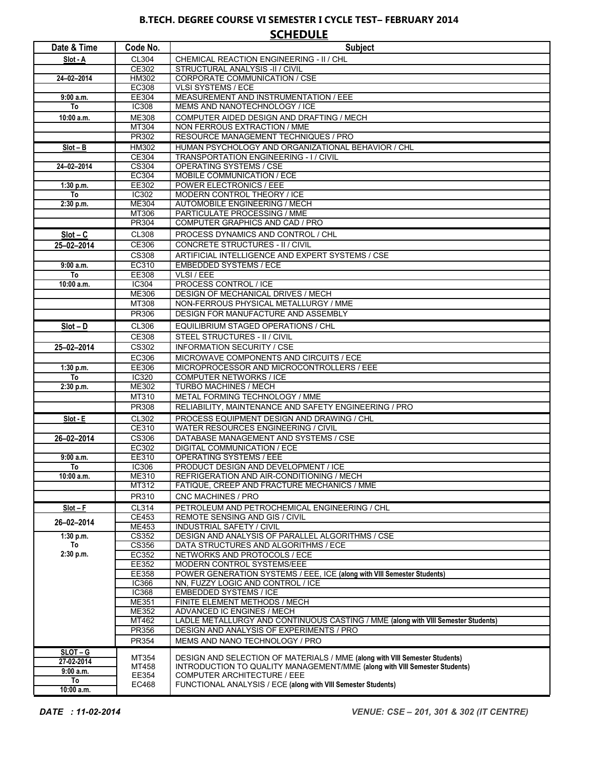## B.TECH. DEGREE COURSE VI SEMESTER I CYCLE TEST– FEBRUARY 2014

## SCHEDULE

| Date & Time | Code No. | Subject |
|---|---|---|
| **Slot - A** | CL304 | CHEMICAL REACTION ENGINEERING - II / CHL |
| | CE302 | STRUCTURAL ANALYSIS -II / CIVIL |
| **24–02–2014** | HM302 | CORPORATE COMMUNICATION / CSE |
| | EC308 | VLSI SYSTEMS / ECE |
| **9:00 a.m.** | EE304 | MEASUREMENT AND INSTRUMENTATION / EEE |
| **To** | IC308 | MEMS AND NANOTECHNOLOGY / ICE |
| **10:00 a.m.** | ME308 | COMPUTER AIDED DESIGN AND DRAFTING / MECH |
| | MT304 | NON FERROUS EXTRACTION / MME |
| | PR302 | RESOURCE MANAGEMENT TECHNIQUES / PRO |
| **Slot – B** | HM302 | HUMAN PSYCHOLOGY AND ORGANIZATIONAL BEHAVIOR / CHL |
| | CE304 | TRANSPORTATION ENGINEERING - I / CIVIL |
| **24–02–2014** | CS304 | OPERATING SYSTEMS / CSE |
| | EC304 | MOBILE COMMUNICATION / ECE |
| **1:30 p.m.** | EE302 | POWER ELECTRONICS / EEE |
| **To** | IC302 | MODERN CONTROL THEORY / ICE |
| **2:30 p.m.** | ME304 | AUTOMOBILE ENGINEERING / MECH |
| | MT306 | PARTICULATE PROCESSING / MME |
| | PR304 | COMPUTER GRAPHICS AND CAD / PRO |
| **Slot – C** | CL308 | PROCESS DYNAMICS AND CONTROL / CHL |
| **25–02–2014** | CE306 | CONCRETE STRUCTURES - II / CIVIL |
| | CS308 | ARTIFICIAL INTELLIGENCE AND EXPERT SYSTEMS / CSE |
| **9:00 a.m.** | EC310 | EMBEDDED SYSTEMS / ECE |
| **To** | EE308 | VLSI / EEE |
| **10:00 a.m.** | IC304 | PROCESS CONTROL / ICE |
| | ME306 | DESIGN OF MECHANICAL DRIVES / MECH |
| | MT308 | NON-FERROUS PHYSICAL METALLURGY / MME |
| | PR306 | DESIGN FOR MANUFACTURE AND ASSEMBLY |
| **Slot – D** | CL306 | EQUILIBRIUM STAGED OPERATIONS / CHL |
| | CE308 | STEEL STRUCTURES - II / CIVIL |
| **25–02–2014** | CS302 | INFORMATION SECURITY / CSE |
| | EC306 | MICROWAVE COMPONENTS AND CIRCUITS / ECE |
| **1:30 p.m.** | EE306 | MICROPROCESSOR AND MICROCONTROLLERS / EEE |
| **To** | IC320 | COMPUTER NETWORKS / ICE |
| **2:30 p.m.** | ME302 | TURBO MACHINES / MECH |
| | MT310 | METAL FORMING TECHNOLOGY / MME |
| | PR308 | RELIABILITY, MAINTENANCE AND SAFETY ENGINEERING / PRO |
| **Slot - E** | CL302 | PROCESS EQUIPMENT DESIGN AND DRAWING / CHL |
| | CE310 | WATER RESOURCES ENGINEERING / CIVIL |
| **26–02–2014** | CS306 | DATABASE MANAGEMENT AND SYSTEMS / CSE |
| | EC302 | DIGITAL COMMUNICATION / ECE |
| **9:00 a.m.** | EE310 | OPERATING SYSTEMS / EEE |
| **To** | IC306 | PRODUCT DESIGN AND DEVELOPMENT / ICE |
| **10:00 a.m.** | ME310 | REFRIGERATION AND AIR-CONDITIONING / MECH |
| | MT312 | FATIQUE, CREEP AND FRACTURE MECHANICS / MME |
| | PR310 | CNC MACHINES / PRO |
| **Slot – F** | CL314 | PETROLEUM AND PETROCHEMICAL ENGINEERING / CHL |
| **26–02–2014** | CE453 | REMOTE SENSING AND GIS / CIVIL |
| | ME453 | INDUSTRIAL SAFETY / CIVIL |
| **1:30 p.m.** | CS352 | DESIGN AND ANALYSIS OF PARALLEL ALGORITHMS / CSE |
| **To** | CS356 | DATA STRUCTURES AND ALGORITHMS / ECE |
| **2:30 p.m.** | EC352 | NETWORKS AND PROTOCOLS / ECE |
| | EE352 | MODERN CONTROL SYSTEMS/EEE |
| | EE358 | POWER GENERATION SYSTEMS / EEE, ICE **(along with VIII Semester Students)** |
| | IC366 | NN, FUZZY LOGIC AND CONTROL / ICE |
| | IC368 | EMBEDDED SYSTEMS / ICE |
| | ME351 | FINITE ELEMENT METHODS / MECH |
| | ME352 | ADVANCED IC ENGINES / MECH |
| | MT462 | LADLE METALLURGY AND CONTINUOUS CASTING / MME **(along with VIII Semester Students)** |
| | PR356 | DESIGN AND ANALYSIS OF EXPERIMENTS / PRO |
| | PR354 | MEMS AND NANO TECHNOLOGY / PRO |
| **SLOT – G** | MT354 | DESIGN AND SELECTION OF MATERIALS / MME **(along with VIII Semester Students)** |
| **27-02-2014** | MT458 | INTRODUCTION TO QUALITY MANAGEMENT/MME **(along with VIII Semester Students)** |
| **9:00 a.m. To** | EE354 | COMPUTER ARCHITECTURE / EEE |
| **10:00 a.m.** | EC468 | FUNCTIONAL ANALYSIS / ECE **(along with VIII Semester Students)** |

***DATE : 11-02-2014*** ***VENUE: CSE – 201, 301 & 302 (IT CENTRE)***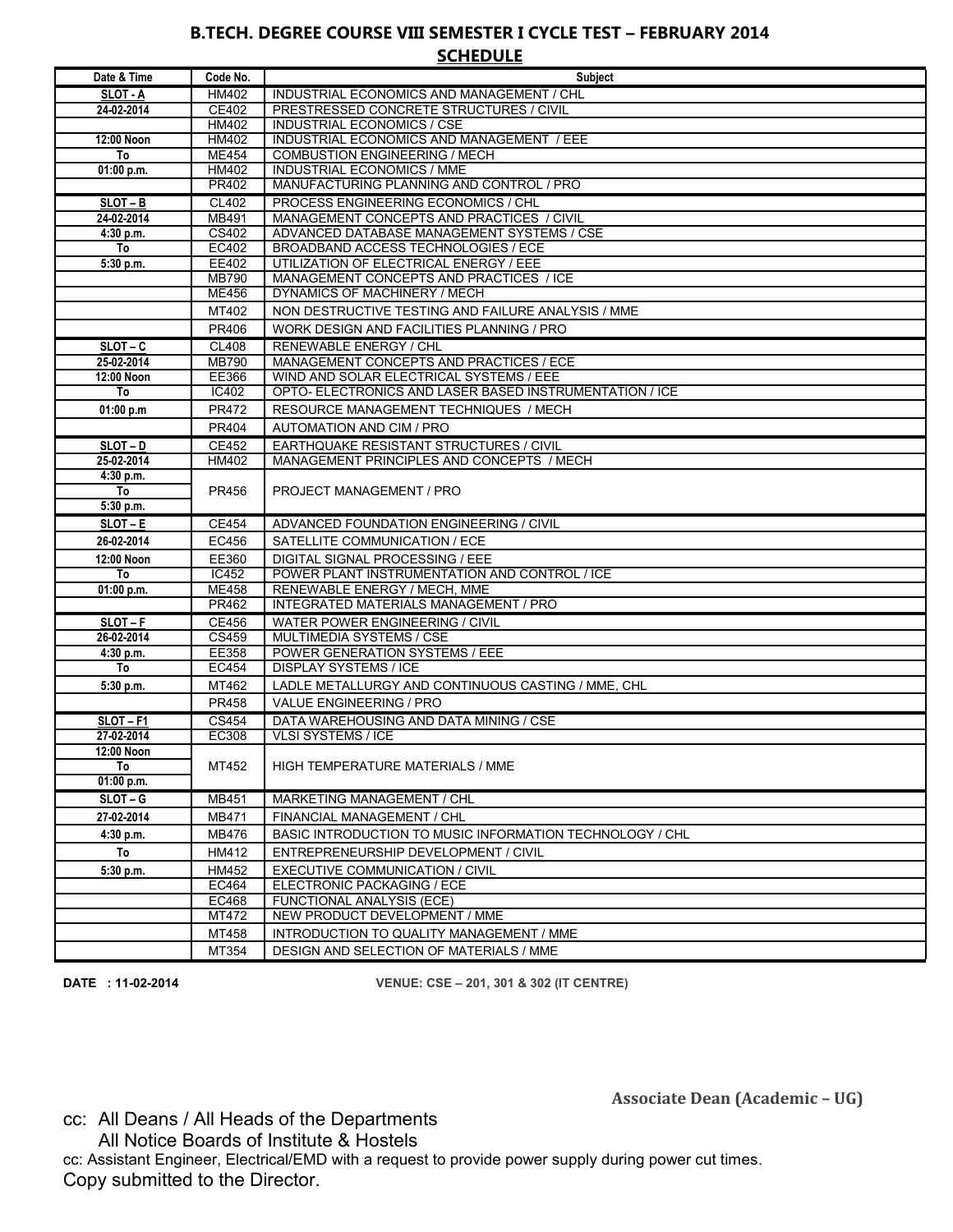## B.TECH. DEGREE COURSE VIII SEMESTER I CYCLE TEST – FEBRUARY 2014

## SCHEDULE

| Date & Time | Code No. | Subject |
|---|---|---|
| **SLOT - A** | HM402 | INDUSTRIAL ECONOMICS AND MANAGEMENT / CHL |
| 24-02-2014 | CE402 | PRESTRESSED CONCRETE STRUCTURES / CIVIL |
| | HM402 | INDUSTRIAL ECONOMICS / CSE |
| 12:00 Noon | HM402 | INDUSTRIAL ECONOMICS AND MANAGEMENT / EEE |
| To | ME454 | COMBUSTION ENGINEERING / MECH |
| 01:00 p.m. | HM402 | INDUSTRIAL ECONOMICS / MME |
| | PR402 | MANUFACTURING PLANNING AND CONTROL / PRO |
| **SLOT – B** | CL402 | PROCESS ENGINEERING ECONOMICS / CHL |
| 24-02-2014 | MB491 | MANAGEMENT CONCEPTS AND PRACTICES / CIVIL |
| 4:30 p.m. | CS402 | ADVANCED DATABASE MANAGEMENT SYSTEMS / CSE |
| To | EC402 | BROADBAND ACCESS TECHNOLOGIES / ECE |
| 5:30 p.m. | EE402 | UTILIZATION OF ELECTRICAL ENERGY / EEE |
| | MB790 | MANAGEMENT CONCEPTS AND PRACTICES / ICE |
| | ME456 | DYNAMICS OF MACHINERY / MECH |
| | MT402 | NON DESTRUCTIVE TESTING AND FAILURE ANALYSIS / MME |
| | PR406 | WORK DESIGN AND FACILITIES PLANNING / PRO |
| **SLOT – C** | CL408 | RENEWABLE ENERGY / CHL |
| 25-02-2014 | MB790 | MANAGEMENT CONCEPTS AND PRACTICES / ECE |
| 12:00 Noon | EE366 | WIND AND SOLAR ELECTRICAL SYSTEMS / EEE |
| To | IC402 | OPTO- ELECTRONICS AND LASER BASED INSTRUMENTATION / ICE |
| 01:00 p.m | PR472 | RESOURCE MANAGEMENT TECHNIQUES / MECH |
| | PR404 | AUTOMATION AND CIM / PRO |
| **SLOT – D** | CE452 | EARTHQUAKE RESISTANT STRUCTURES / CIVIL |
| 25-02-2014 | HM402 | MANAGEMENT PRINCIPLES AND CONCEPTS / MECH |
| 4:30 p.m. To 5:30 p.m. | PR456 | PROJECT MANAGEMENT / PRO |
| **SLOT – E** | CE454 | ADVANCED FOUNDATION ENGINEERING / CIVIL |
| 26-02-2014 | EC456 | SATELLITE COMMUNICATION / ECE |
| 12:00 Noon | EE360 | DIGITAL SIGNAL PROCESSING / EEE |
| To | IC452 | POWER PLANT INSTRUMENTATION AND CONTROL / ICE |
| 01:00 p.m. | ME458 | RENEWABLE ENERGY / MECH, MME |
| | PR462 | INTEGRATED MATERIALS MANAGEMENT / PRO |
| **SLOT – F** | CE456 | WATER POWER ENGINEERING / CIVIL |
| 26-02-2014 | CS459 | MULTIMEDIA SYSTEMS / CSE |
| 4:30 p.m. | EE358 | POWER GENERATION SYSTEMS / EEE |
| To | EC454 | DISPLAY SYSTEMS / ICE |
| 5:30 p.m. | MT462 | LADLE METALLURGY AND CONTINUOUS CASTING / MME, CHL |
| | PR458 | VALUE ENGINEERING / PRO |
| **SLOT – F1** | CS454 | DATA WAREHOUSING AND DATA MINING / CSE |
| 27-02-2014 | EC308 | VLSI SYSTEMS / ICE |
| 12:00 Noon To 01:00 p.m. | MT452 | HIGH TEMPERATURE MATERIALS / MME |
| **SLOT – G** | MB451 | MARKETING MANAGEMENT / CHL |
| 27-02-2014 | MB471 | FINANCIAL MANAGEMENT / CHL |
| 4:30 p.m. | MB476 | BASIC INTRODUCTION TO MUSIC INFORMATION TECHNOLOGY / CHL |
| To | HM412 | ENTREPRENEURSHIP DEVELOPMENT / CIVIL |
| 5:30 p.m. | HM452 | EXECUTIVE COMMUNICATION / CIVIL |
| | EC464 | ELECTRONIC PACKAGING / ECE |
| | EC468 | FUNCTIONAL ANALYSIS (ECE) |
| | MT472 | NEW PRODUCT DEVELOPMENT / MME |
| | MT458 | INTRODUCTION TO QUALITY MANAGEMENT / MME |
| | MT354 | DESIGN AND SELECTION OF MATERIALS / MME |

**DATE : 11-02-2014** **VENUE: CSE – 201, 301 & 302 (IT CENTRE)**

**Associate Dean (Academic – UG)**

cc: All Deans / All Heads of the Departments
All Notice Boards of Institute & Hostels

cc: Assistant Engineer, Electrical/EMD with a request to provide power supply during power cut times.

Copy submitted to the Director.